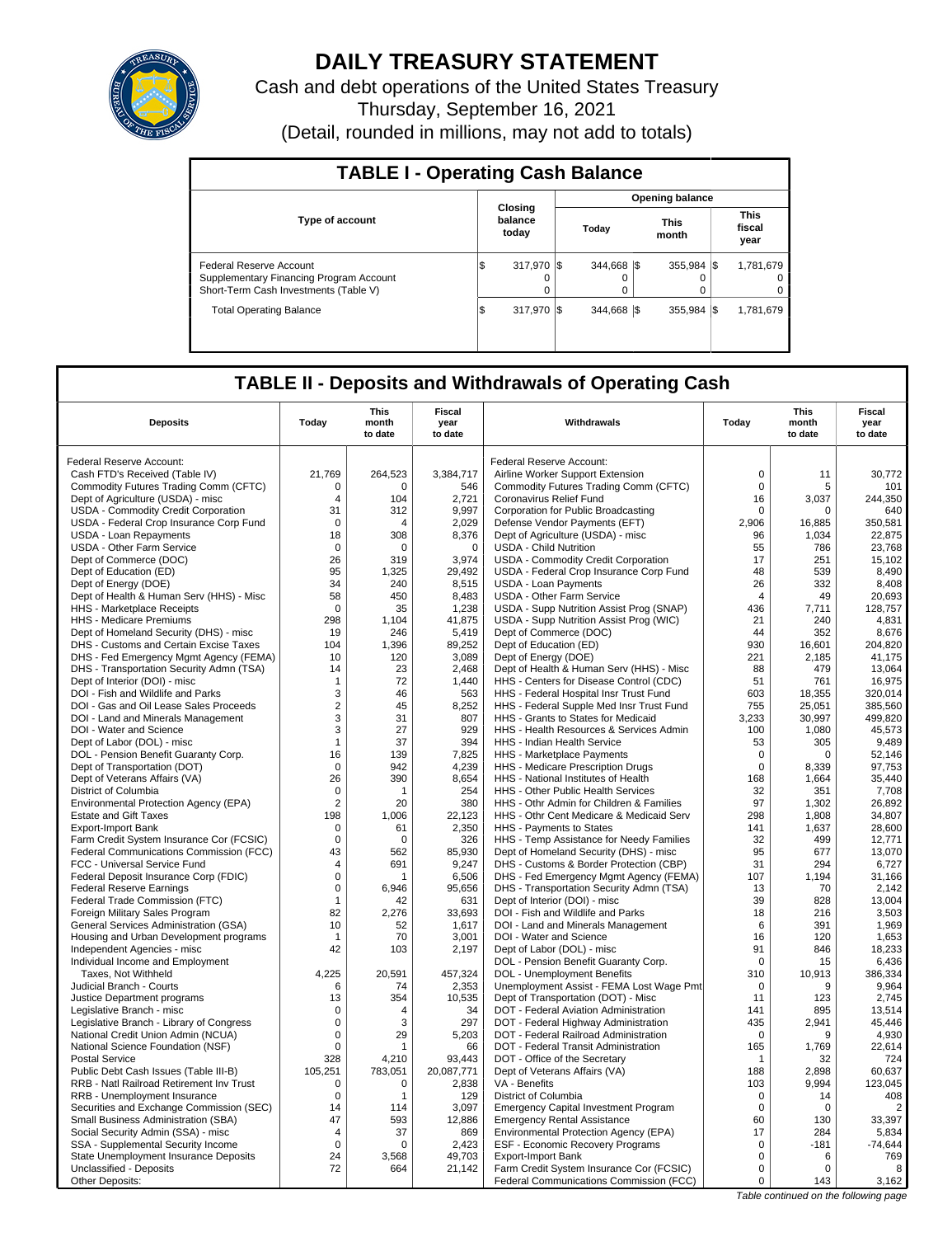# DAILY TREASURY STATEMENT

Cash and debt operations of the United States Treasury

Thursday, September 16, 2021

(Detail, rounded in millions, may not add to totals)

## TABLE I - Operating Cash Balance

| Type of account | Closing balance today | Opening balance Today | Opening balance This month | Opening balance This fiscal year |
|---|---|---|---|---|
| Federal Reserve Account | $ 317,970 | $ 344,668 | $ 355,984 | $ 1,781,679 |
| Supplementary Financing Program Account | 0 | 0 | 0 | 0 |
| Short-Term Cash Investments (Table V) | 0 | 0 | 0 | 0 |
| Total Operating Balance | $ 317,970 | $ 344,668 | $ 355,984 | $ 1,781,679 |

## TABLE II - Deposits and Withdrawals of Operating Cash

| Deposits | Today | This month to date | Fiscal year to date | Withdrawals | Today | This month to date | Fiscal year to date |
|---|---|---|---|---|---|---|---|
| Federal Reserve Account: | | | | Federal Reserve Account: | | | |
| Cash FTD's Received (Table IV) | 21,769 | 264,523 | 3,384,717 | Airline Worker Support Extension | 0 | 11 | 30,772 |
| Commodity Futures Trading Comm (CFTC) | 0 | 0 | 546 | Commodity Futures Trading Comm (CFTC) | 0 | 5 | 101 |
| Dept of Agriculture (USDA) - misc | 4 | 104 | 2,721 | Coronavirus Relief Fund | 16 | 3,037 | 244,350 |
| USDA - Commodity Credit Corporation | 31 | 312 | 9,997 | Corporation for Public Broadcasting | 0 | 0 | 640 |
| USDA - Federal Crop Insurance Corp Fund | 0 | 4 | 2,029 | Defense Vendor Payments (EFT) | 2,906 | 16,885 | 350,581 |
| USDA - Loan Repayments | 18 | 308 | 8,376 | Dept of Agriculture (USDA) - misc | 96 | 1,034 | 22,875 |
| USDA - Other Farm Service | 0 | 0 | 0 | USDA - Child Nutrition | 55 | 786 | 23,768 |
| Dept of Commerce (DOC) | 26 | 319 | 3,974 | USDA - Commodity Credit Corporation | 17 | 251 | 15,102 |
| Dept of Education (ED) | 95 | 1,325 | 29,492 | USDA - Federal Crop Insurance Corp Fund | 48 | 539 | 8,490 |
| Dept of Energy (DOE) | 34 | 240 | 8,515 | USDA - Loan Payments | 26 | 332 | 8,408 |
| Dept of Health & Human Serv (HHS) - Misc | 58 | 450 | 8,483 | USDA - Other Farm Service | 4 | 49 | 20,693 |
| HHS - Marketplace Receipts | 0 | 35 | 1,238 | USDA - Supp Nutrition Assist Prog (SNAP) | 436 | 7,711 | 128,757 |
| HHS - Medicare Premiums | 298 | 1,104 | 41,875 | USDA - Supp Nutrition Assist Prog (WIC) | 21 | 240 | 4,831 |
| Dept of Homeland Security (DHS) - misc | 19 | 246 | 5,419 | Dept of Commerce (DOC) | 44 | 352 | 8,676 |
| DHS - Customs and Certain Excise Taxes | 104 | 1,396 | 89,252 | Dept of Education (ED) | 930 | 16,601 | 204,820 |
| DHS - Fed Emergency Mgmt Agency (FEMA) | 10 | 120 | 3,089 | Dept of Energy (DOE) | 221 | 2,185 | 41,175 |
| DHS - Transportation Security Admn (TSA) | 14 | 23 | 2,468 | Dept of Health & Human Serv (HHS) - Misc | 88 | 479 | 13,064 |
| Dept of Interior (DOI) - misc | 1 | 72 | 1,440 | HHS - Centers for Disease Control (CDC) | 51 | 761 | 16,975 |
| DOI - Fish and Wildlife and Parks | 3 | 46 | 563 | HHS - Federal Hospital Insr Trust Fund | 603 | 18,355 | 320,014 |
| DOI - Gas and Oil Lease Sales Proceeds | 2 | 45 | 8,252 | HHS - Federal Supple Med Insr Trust Fund | 755 | 25,051 | 385,560 |
| DOI - Land and Minerals Management | 3 | 31 | 807 | HHS - Grants to States for Medicaid | 3,233 | 30,997 | 499,820 |
| DOI - Water and Science | 3 | 27 | 929 | HHS - Health Resources & Services Admin | 100 | 1,080 | 45,573 |
| Dept of Labor (DOL) - misc | 1 | 37 | 394 | HHS - Indian Health Service | 53 | 305 | 9,489 |
| DOL - Pension Benefit Guaranty Corp. | 16 | 139 | 7,825 | HHS - Marketplace Payments | 0 | 0 | 52,146 |
| Dept of Transportation (DOT) | 0 | 942 | 4,239 | HHS - Medicare Prescription Drugs | 0 | 8,339 | 97,753 |
| Dept of Veterans Affairs (VA) | 26 | 390 | 8,654 | HHS - National Institutes of Health | 168 | 1,664 | 35,440 |
| District of Columbia | 0 | 1 | 254 | HHS - Other Public Health Services | 32 | 351 | 7,708 |
| Environmental Protection Agency (EPA) | 2 | 20 | 380 | HHS - Othr Admin for Children & Families | 97 | 1,302 | 26,892 |
| Estate and Gift Taxes | 198 | 1,006 | 22,123 | HHS - Othr Cent Medicare & Medicaid Serv | 298 | 1,808 | 34,807 |
| Export-Import Bank | 0 | 61 | 2,350 | HHS - Payments to States | 141 | 1,637 | 28,600 |
| Farm Credit System Insurance Cor (FCSIC) | 0 | 0 | 326 | HHS - Temp Assistance for Needy Families | 32 | 499 | 12,771 |
| Federal Communications Commission (FCC) | 43 | 562 | 85,930 | Dept of Homeland Security (DHS) - misc | 95 | 677 | 13,070 |
| FCC - Universal Service Fund | 4 | 691 | 9,247 | DHS - Customs & Border Protection (CBP) | 31 | 294 | 6,727 |
| Federal Deposit Insurance Corp (FDIC) | 0 | 1 | 6,506 | DHS - Fed Emergency Mgmt Agency (FEMA) | 107 | 1,194 | 31,166 |
| Federal Reserve Earnings | 0 | 6,946 | 95,656 | DHS - Transportation Security Admn (TSA) | 13 | 70 | 2,142 |
| Federal Trade Commission (FTC) | 1 | 42 | 631 | Dept of Interior (DOI) - misc | 39 | 828 | 13,004 |
| Foreign Military Sales Program | 82 | 2,276 | 33,693 | DOI - Fish and Wildlife and Parks | 18 | 216 | 3,503 |
| General Services Administration (GSA) | 10 | 52 | 1,617 | DOI - Land and Minerals Management | 6 | 391 | 1,969 |
| Housing and Urban Development programs | 1 | 70 | 3,001 | DOI - Water and Science | 16 | 120 | 1,653 |
| Independent Agencies - misc | 42 | 103 | 2,197 | Dept of Labor (DOL) - misc | 91 | 846 | 18,233 |
| Individual Income and Employment | | | | DOL - Pension Benefit Guaranty Corp. | 0 | 15 | 6,436 |
| Taxes, Not Withheld | 4,225 | 20,591 | 457,324 | DOL - Unemployment Benefits | 310 | 10,913 | 386,334 |
| Judicial Branch - Courts | 6 | 74 | 2,353 | Unemployment Assist - FEMA Lost Wage Pmt | 0 | 9 | 9,964 |
| Justice Department programs | 13 | 354 | 10,535 | Dept of Transportation (DOT) - Misc | 11 | 123 | 2,745 |
| Legislative Branch - misc | 0 | 4 | 34 | DOT - Federal Aviation Administration | 141 | 895 | 13,514 |
| Legislative Branch - Library of Congress | 0 | 3 | 297 | DOT - Federal Highway Administration | 435 | 2,941 | 45,446 |
| National Credit Union Admin (NCUA) | 0 | 29 | 5,203 | DOT - Federal Railroad Administration | 0 | 9 | 4,930 |
| National Science Foundation (NSF) | 0 | 1 | 66 | DOT - Federal Transit Administration | 165 | 1,769 | 22,614 |
| Postal Service | 328 | 4,210 | 93,443 | DOT - Office of the Secretary | 1 | 32 | 724 |
| Public Debt Cash Issues (Table III-B) | 105,251 | 783,051 | 20,087,771 | Dept of Veterans Affairs (VA) | 188 | 2,898 | 60,637 |
| RRB - Natl Railroad Retirement Inv Trust | 0 | 0 | 2,838 | VA - Benefits | 103 | 9,994 | 123,045 |
| RRB - Unemployment Insurance | 0 | 1 | 129 | District of Columbia | 0 | 14 | 408 |
| Securities and Exchange Commission (SEC) | 14 | 114 | 3,097 | Emergency Capital Investment Program | 0 | 0 | 2 |
| Small Business Administration (SBA) | 47 | 593 | 12,886 | Emergency Rental Assistance | 60 | 130 | 33,397 |
| Social Security Admin (SSA) - misc | 4 | 37 | 869 | Environmental Protection Agency (EPA) | 17 | 284 | 5,834 |
| SSA - Supplemental Security Income | 0 | 0 | 2,423 | ESF - Economic Recovery Programs | 0 | -181 | -74,644 |
| State Unemployment Insurance Deposits | 24 | 3,568 | 49,703 | Export-Import Bank | 0 | 6 | 769 |
| Unclassified - Deposits | 72 | 664 | 21,142 | Farm Credit System Insurance Cor (FCSIC) | 0 | 0 | 8 |
| Other Deposits: | | | | Federal Communications Commission (FCC) | 0 | 143 | 3,162 |

*Table continued on the following page*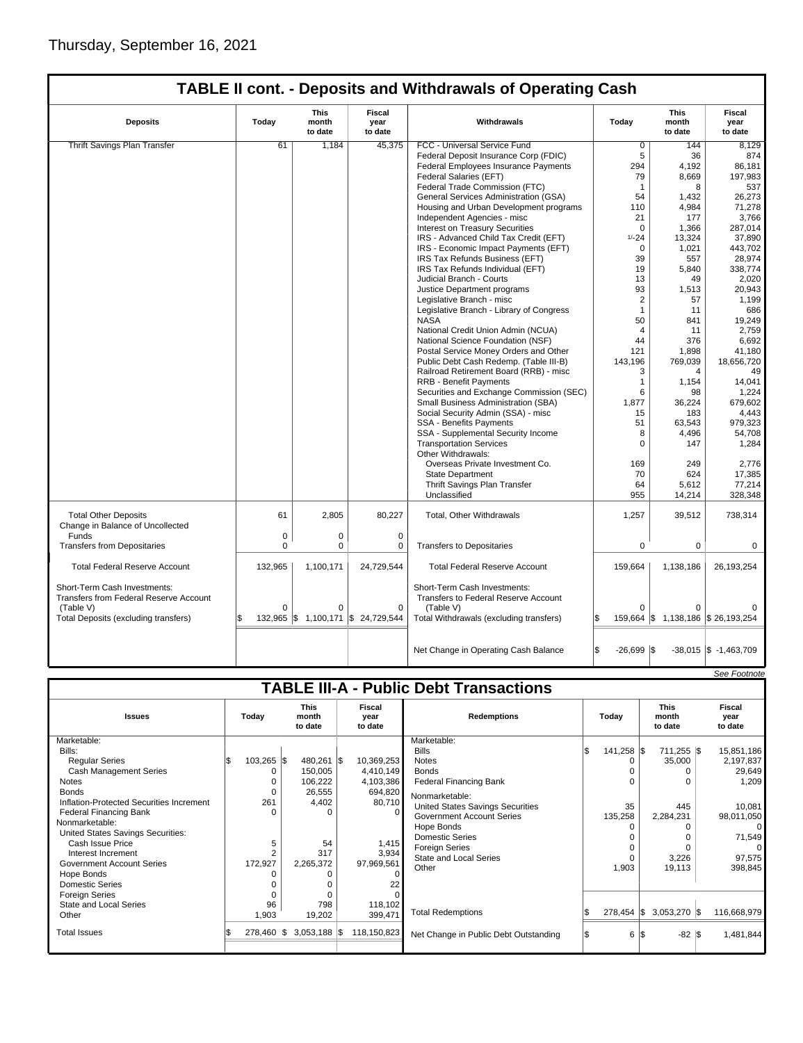Thursday, September 16, 2021

## TABLE II cont. - Deposits and Withdrawals of Operating Cash

| Deposits | Today | This month to date | Fiscal year to date | Withdrawals | Today | This month to date | Fiscal year to date |
|---|---|---|---|---|---|---|---|
| Thrift Savings Plan Transfer | 61 | 1,184 | 45,375 | FCC - Universal Service Fund | 0 | 144 | 8,129 |
| | | | | Federal Deposit Insurance Corp (FDIC) | 5 | 36 | 874 |
| | | | | Federal Employees Insurance Payments | 294 | 4,192 | 86,181 |
| | | | | Federal Salaries (EFT) | 79 | 8,669 | 197,983 |
| | | | | Federal Trade Commission (FTC) | 1 | 8 | 537 |
| | | | | General Services Administration (GSA) | 54 | 1,432 | 26,273 |
| | | | | Housing and Urban Development programs | 110 | 4,984 | 71,278 |
| | | | | Independent Agencies - misc | 21 | 177 | 3,766 |
| | | | | Interest on Treasury Securities | 0 | 1,366 | 287,014 |
| | | | | IRS - Advanced Child Tax Credit (EFT) | 1/-24 | 13,324 | 37,890 |
| | | | | IRS - Economic Impact Payments (EFT) | 0 | 1,021 | 443,702 |
| | | | | IRS Tax Refunds Business (EFT) | 39 | 557 | 28,974 |
| | | | | IRS Tax Refunds Individual (EFT) | 19 | 5,840 | 338,774 |
| | | | | Judicial Branch - Courts | 13 | 49 | 2,020 |
| | | | | Justice Department programs | 93 | 1,513 | 20,943 |
| | | | | Legislative Branch - misc | 2 | 57 | 1,199 |
| | | | | Legislative Branch - Library of Congress | 1 | 11 | 686 |
| | | | | NASA | 50 | 841 | 19,249 |
| | | | | National Credit Union Admin (NCUA) | 4 | 11 | 2,759 |
| | | | | National Science Foundation (NSF) | 44 | 376 | 6,692 |
| | | | | Postal Service Money Orders and Other | 121 | 1,898 | 41,180 |
| | | | | Public Debt Cash Redemp. (Table III-B) | 143,196 | 769,039 | 18,656,720 |
| | | | | Railroad Retirement Board (RRB) - misc | 3 | 4 | 49 |
| | | | | RRB - Benefit Payments | 1 | 1,154 | 14,041 |
| | | | | Securities and Exchange Commission (SEC) | 6 | 98 | 1,224 |
| | | | | Small Business Administration (SBA) | 1,877 | 36,224 | 679,602 |
| | | | | Social Security Admin (SSA) - misc | 15 | 183 | 4,443 |
| | | | | SSA - Benefits Payments | 51 | 63,543 | 979,323 |
| | | | | SSA - Supplemental Security Income | 8 | 4,496 | 54,708 |
| | | | | Transportation Services | 0 | 147 | 1,284 |
| | | | | Other Withdrawals: | | | |
| | | | | Overseas Private Investment Co. | 169 | 249 | 2,776 |
| | | | | State Department | 70 | 624 | 17,385 |
| | | | | Thrift Savings Plan Transfer | 64 | 5,612 | 77,214 |
| | | | | Unclassified | 955 | 14,214 | 328,348 |
| Total Other Deposits | 61 | 2,805 | 80,227 | Total, Other Withdrawals | 1,257 | 39,512 | 738,314 |
| Change in Balance of Uncollected Funds | 0 | 0 | 0 | | | | |
| Transfers from Depositaries | 0 | 0 | 0 | Transfers to Depositaries | 0 | 0 | 0 |
| Total Federal Reserve Account | 132,965 | 1,100,171 | 24,729,544 | Total Federal Reserve Account | 159,664 | 1,138,186 | 26,193,254 |
| Short-Term Cash Investments: Transfers from Federal Reserve Account (Table V) | 0 | 0 | 0 | Short-Term Cash Investments: Transfers to Federal Reserve Account (Table V) | 0 | 0 | 0 |
| Total Deposits (excluding transfers) | $ 132,965 | $ 1,100,171 | $ 24,729,544 | Total Withdrawals (excluding transfers) | $ 159,664 | $ 1,138,186 | $ 26,193,254 |
| | | | | Net Change in Operating Cash Balance | $ -26,699 | $ -38,015 | $ -1,463,709 |

*See Footnote*

## TABLE III-A - Public Debt Transactions

| Issues | Today | This month to date | Fiscal year to date | Redemptions | Today | This month to date | Fiscal year to date |
|---|---|---|---|---|---|---|---|
| Marketable: | | | | Marketable: | | | |
| Bills: | | | | Bills | $ 141,258 | $ 711,255 | $ 15,851,186 |
| Regular Series | $ 103,265 | $ 480,261 | $ 10,369,253 | Notes | 0 | 35,000 | 2,197,837 |
| Cash Management Series | 0 | 150,005 | 4,410,149 | Bonds | 0 | 0 | 29,649 |
| Notes | 0 | 106,222 | 4,103,386 | Federal Financing Bank | 0 | 0 | 1,209 |
| Bonds | 0 | 26,555 | 694,820 | Nonmarketable: | | | |
| Inflation-Protected Securities Increment | 261 | 4,402 | 80,710 | United States Savings Securities | 35 | 445 | 10,081 |
| Federal Financing Bank | 0 | 0 | 0 | Government Account Series | 135,258 | 2,284,231 | 98,011,050 |
| Nonmarketable: | | | | Hope Bonds | 0 | 0 | 0 |
| United States Savings Securities: | | | | Domestic Series | 0 | 0 | 71,549 |
| Cash Issue Price | 5 | 54 | 1,415 | Foreign Series | 0 | 0 | 0 |
| Interest Increment | 2 | 317 | 3,934 | State and Local Series | 0 | 3,226 | 97,575 |
| Government Account Series | 172,927 | 2,265,372 | 97,969,561 | Other | 1,903 | 19,113 | 398,845 |
| Hope Bonds | 0 | 0 | 0 | | | | |
| Domestic Series | 0 | 0 | 22 | | | | |
| Foreign Series | 0 | 0 | 0 | | | | |
| State and Local Series | 96 | 798 | 118,102 | | | | |
| Other | 1,903 | 19,202 | 399,471 | Total Redemptions | $ 278,454 | $ 3,053,270 | $ 116,668,979 |
| Total Issues | $ 278,460 | $ 3,053,188 | $ 118,150,823 | Net Change in Public Debt Outstanding | $ 6 | $ -82 | $ 1,481,844 |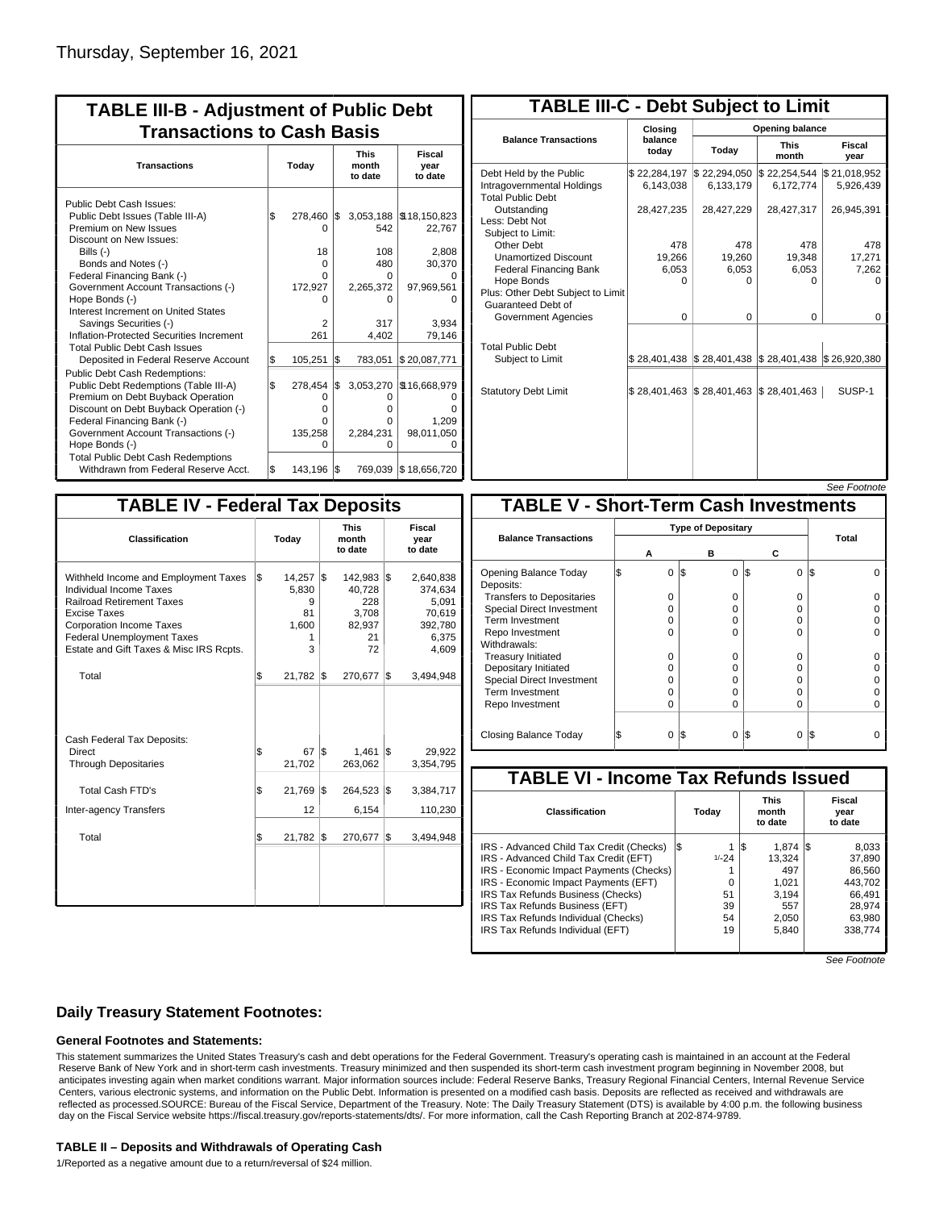Thursday, September 16, 2021

## TABLE III-B - Adjustment of Public Debt Transactions to Cash Basis

| Transactions | Today | This month to date | Fiscal year to date |
|---|---|---|---|
| Public Debt Cash Issues: | | | |
| Public Debt Issues (Table III-A) | $ 278,460 | $ 3,053,188 | $18,150,823 |
| Premium on New Issues | 0 | 542 | 22,767 |
| Discount on New Issues: | | | |
| Bills (-) | 18 | 108 | 2,808 |
| Bonds and Notes (-) | 0 | 480 | 30,370 |
| Federal Financing Bank (-) | 0 | 0 | 0 |
| Government Account Transactions (-) | 172,927 | 2,265,372 | 97,969,561 |
| Hope Bonds (-) | 0 | 0 | 0 |
| Interest Increment on United States Savings Securities (-) | 2 | 317 | 3,934 |
| Inflation-Protected Securities Increment | 261 | 4,402 | 79,146 |
| Total Public Debt Cash Issues Deposited in Federal Reserve Account | $ 105,251 | $ 783,051 | $ 20,087,771 |
| Public Debt Cash Redemptions: | | | |
| Public Debt Redemptions (Table III-A) | $ 278,454 | $ 3,053,270 | $16,668,979 |
| Premium on Debt Buyback Operation | 0 | 0 | 0 |
| Discount on Debt Buyback Operation (-) | 0 | 0 | 0 |
| Federal Financing Bank (-) | 0 | 0 | 1,209 |
| Government Account Transactions (-) | 135,258 | 2,284,231 | 98,011,050 |
| Hope Bonds (-) | 0 | 0 | 0 |
| Total Public Debt Cash Redemptions Withdrawn from Federal Reserve Acct. | $ 143,196 | $ 769,039 | $ 18,656,720 |

## TABLE III-C - Debt Subject to Limit

| Balance Transactions | Closing balance today | Opening balance Today | Opening balance This month | Opening balance Fiscal year |
|---|---|---|---|---|
| Debt Held by the Public | $ 22,284,197 | $ 22,294,050 | $ 22,254,544 | $ 21,018,952 |
| Intragovernmental Holdings | 6,143,038 | 6,133,179 | 6,172,774 | 5,926,439 |
| Total Public Debt Outstanding | 28,427,235 | 28,427,229 | 28,427,317 | 26,945,391 |
| Less: Debt Not Subject to Limit: | | | | |
| Other Debt | 478 | 478 | 478 | 478 |
| Unamortized Discount | 19,266 | 19,260 | 19,348 | 17,271 |
| Federal Financing Bank | 6,053 | 6,053 | 6,053 | 7,262 |
| Hope Bonds | 0 | 0 | 0 | 0 |
| Plus: Other Debt Subject to Limit Guaranteed Debt of Government Agencies | 0 | 0 | 0 | 0 |
| Total Public Debt Subject to Limit | $ 28,401,438 | $ 28,401,438 | $ 28,401,438 | $ 26,920,380 |
| Statutory Debt Limit | $ 28,401,463 | $ 28,401,463 | $ 28,401,463 | SUSP-1 |

*See Footnote*

## TABLE IV - Federal Tax Deposits

| Classification | Today | This month to date | Fiscal year to date |
|---|---|---|---|
| Withheld Income and Employment Taxes | $ 14,257 | $ 142,983 | $ 2,640,838 |
| Individual Income Taxes | 5,830 | 40,728 | 374,634 |
| Railroad Retirement Taxes | 9 | 228 | 5,091 |
| Excise Taxes | 81 | 3,708 | 70,619 |
| Corporation Income Taxes | 1,600 | 82,937 | 392,780 |
| Federal Unemployment Taxes | 1 | 21 | 6,375 |
| Estate and Gift Taxes & Misc IRS Rcpts. | 3 | 72 | 4,609 |
| Total | $ 21,782 | $ 270,677 | $ 3,494,948 |
| Cash Federal Tax Deposits: | | | |
| Direct | $ 67 | $ 1,461 | $ 29,922 |
| Through Depositaries | 21,702 | 263,062 | 3,354,795 |
| Total Cash FTD's | $ 21,769 | $ 264,523 | $ 3,384,717 |
| Inter-agency Transfers | 12 | 6,154 | 110,230 |
| Total | $ 21,782 | $ 270,677 | $ 3,494,948 |

## TABLE V - Short-Term Cash Investments

| Balance Transactions | A | B | C | Total |
|---|---|---|---|---|
| Opening Balance Today | $ 0 | $ 0 | $ 0 | $ 0 |
| Deposits: | | | | |
| Transfers to Depositaries | 0 | 0 | 0 | 0 |
| Special Direct Investment | 0 | 0 | 0 | 0 |
| Term Investment | 0 | 0 | 0 | 0 |
| Repo Investment | 0 | 0 | 0 | 0 |
| Withdrawals: | | | | |
| Treasury Initiated | 0 | 0 | 0 | 0 |
| Depositary Initiated | 0 | 0 | 0 | 0 |
| Special Direct Investment | 0 | 0 | 0 | 0 |
| Term Investment | 0 | 0 | 0 | 0 |
| Repo Investment | 0 | 0 | 0 | 0 |
| Closing Balance Today | $ 0 | $ 0 | $ 0 | $ 0 |

## TABLE VI - Income Tax Refunds Issued

| Classification | Today | This month to date | Fiscal year to date |
|---|---|---|---|
| IRS - Advanced Child Tax Credit (Checks) | $ 1 | $ 1,874 | $ 8,033 |
| IRS - Advanced Child Tax Credit (EFT) | 1/-24 | 13,324 | 37,890 |
| IRS - Economic Impact Payments (Checks) | 1 | 497 | 86,560 |
| IRS - Economic Impact Payments (EFT) | 0 | 1,021 | 443,702 |
| IRS Tax Refunds Business (Checks) | 51 | 3,194 | 66,491 |
| IRS Tax Refunds Business (EFT) | 39 | 557 | 28,974 |
| IRS Tax Refunds Individual (Checks) | 54 | 2,050 | 63,980 |
| IRS Tax Refunds Individual (EFT) | 19 | 5,840 | 338,774 |

*See Footnote*

### Daily Treasury Statement Footnotes:

#### General Footnotes and Statements:

This statement summarizes the United States Treasury's cash and debt operations for the Federal Government. Treasury's operating cash is maintained in an account at the Federal Reserve Bank of New York and in short-term cash investments. Treasury minimized and then suspended its short-term cash investment program beginning in November 2008, but anticipates investing again when market conditions warrant. Major information sources include: Federal Reserve Banks, Treasury Regional Financial Centers, Internal Revenue Service Centers, various electronic systems, and information on the Public Debt. Information is presented on a modified cash basis. Deposits are reflected as received and withdrawals are reflected as processed.SOURCE: Bureau of the Fiscal Service, Department of the Treasury. Note: The Daily Treasury Statement (DTS) is available by 4:00 p.m. the following business day on the Fiscal Service website https://fiscal.treasury.gov/reports-statements/dts/. For more information, call the Cash Reporting Branch at 202-874-9789.

#### TABLE II – Deposits and Withdrawals of Operating Cash

1/Reported as a negative amount due to a return/reversal of $24 million.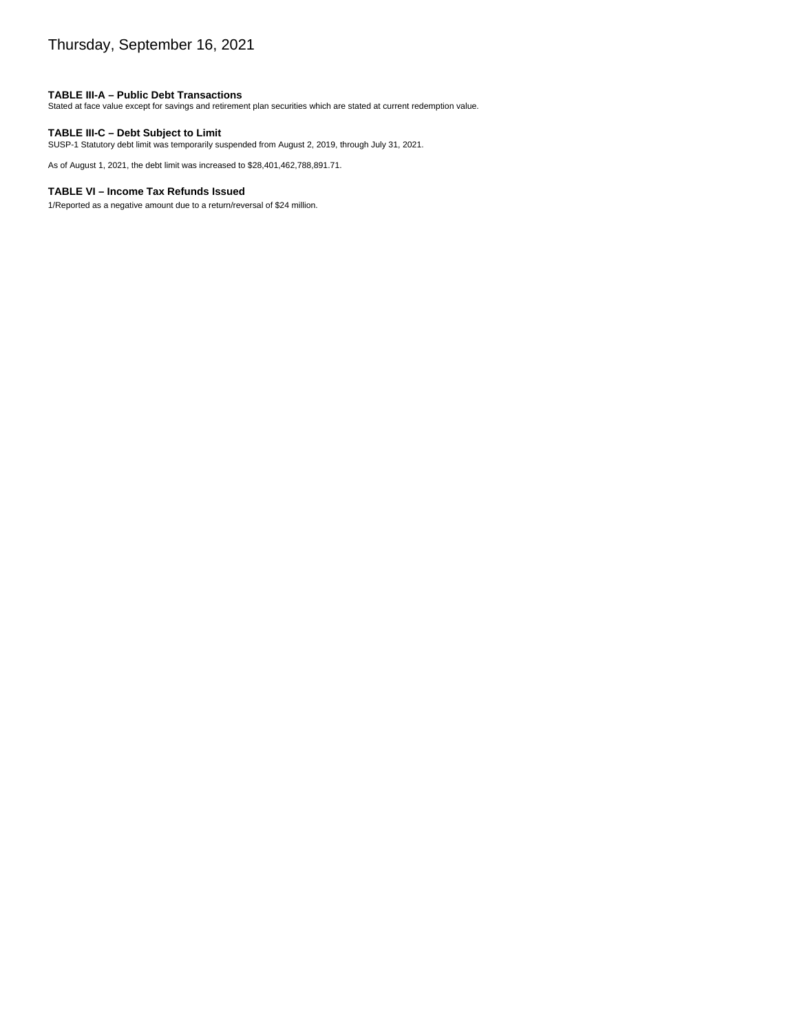Thursday, September 16, 2021

### TABLE III-A – Public Debt Transactions

Stated at face value except for savings and retirement plan securities which are stated at current redemption value.

### TABLE III-C – Debt Subject to Limit

SUSP-1 Statutory debt limit was temporarily suspended from August 2, 2019, through July 31, 2021.

As of August 1, 2021, the debt limit was increased to $28,401,462,788,891.71.

### TABLE VI – Income Tax Refunds Issued

1/Reported as a negative amount due to a return/reversal of $24 million.